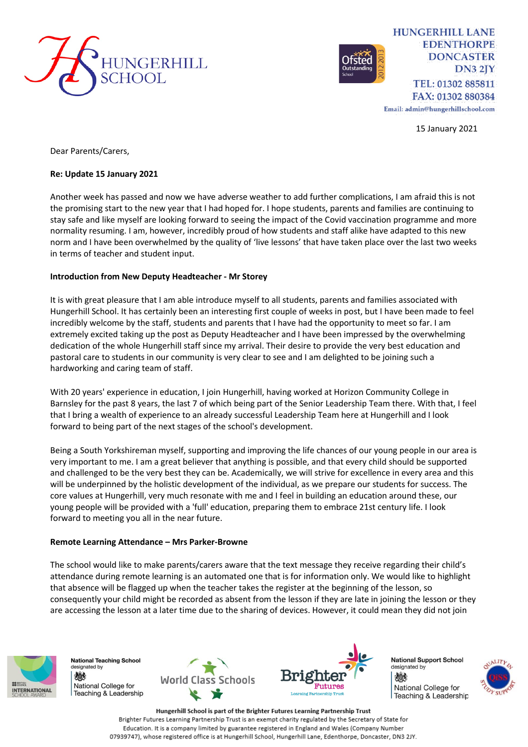HUNGERHILL SCHOOL

HUNGERHILL LANE
EDENTHORPE
DONCASTER
DN3 2JY
TEL: 01302 885811
FAX: 01302 880384
Email: admin@hungerhillschool.com

15 January 2021

Dear Parents/Carers,

**Re: Update 15 January 2021**

Another week has passed and now we have adverse weather to add further complications, I am afraid this is not the promising start to the new year that I had hoped for. I hope students, parents and families are continuing to stay safe and like myself are looking forward to seeing the impact of the Covid vaccination programme and more normality resuming. I am, however, incredibly proud of how students and staff alike have adapted to this new norm and I have been overwhelmed by the quality of 'live lessons' that have taken place over the last two weeks in terms of teacher and student input.

**Introduction from New Deputy Headteacher - Mr Storey**

It is with great pleasure that I am able introduce myself to all students, parents and families associated with Hungerhill School. It has certainly been an interesting first couple of weeks in post, but I have been made to feel incredibly welcome by the staff, students and parents that I have had the opportunity to meet so far. I am extremely excited taking up the post as Deputy Headteacher and I have been impressed by the overwhelming dedication of the whole Hungerhill staff since my arrival. Their desire to provide the very best education and pastoral care to students in our community is very clear to see and I am delighted to be joining such a hardworking and caring team of staff.

With 20 years' experience in education, I join Hungerhill, having worked at Horizon Community College in Barnsley for the past 8 years, the last 7 of which being part of the Senior Leadership Team there. With that, I feel that I bring a wealth of experience to an already successful Leadership Team here at Hungerhill and I look forward to being part of the next stages of the school's development.

Being a South Yorkshireman myself, supporting and improving the life chances of our young people in our area is very important to me. I am a great believer that anything is possible, and that every child should be supported and challenged to be the very best they can be. Academically, we will strive for excellence in every area and this will be underpinned by the holistic development of the individual, as we prepare our students for success. The core values at Hungerhill, very much resonate with me and I feel in building an education around these, our young people will be provided with a 'full' education, preparing them to embrace 21st century life. I look forward to meeting you all in the near future.

**Remote Learning Attendance – Mrs Parker-Browne**

The school would like to make parents/carers aware that the text message they receive regarding their child's attendance during remote learning is an automated one that is for information only. We would like to highlight that absence will be flagged up when the teacher takes the register at the beginning of the lesson, so consequently your child might be recorded as absent from the lesson if they are late in joining the lesson or they are accessing the lesson at a later time due to the sharing of devices. However, it could mean they did not join

Hungerhill School is part of the Brighter Futures Learning Partnership Trust
Brighter Futures Learning Partnership Trust is an exempt charity regulated by the Secretary of State for Education. It is a company limited by guarantee registered in England and Wales (Company Number 07939747), whose registered office is at Hungerhill School, Hungerhill Lane, Edenthorpe, Doncaster, DN3 2JY.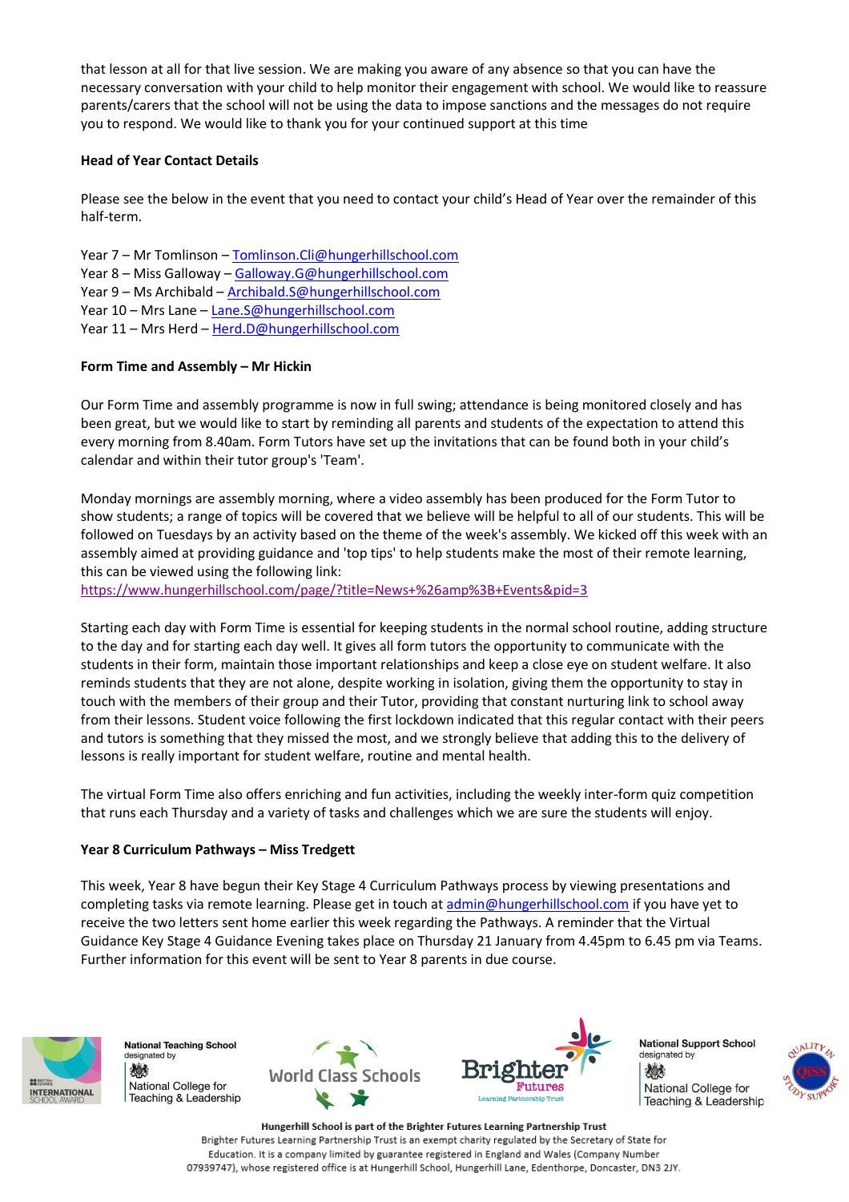that lesson at all for that live session. We are making you aware of any absence so that you can have the necessary conversation with your child to help monitor their engagement with school. We would like to reassure parents/carers that the school will not be using the data to impose sanctions and the messages do not require you to respond. We would like to thank you for your continued support at this time

**Head of Year Contact Details**

Please see the below in the event that you need to contact your child's Head of Year over the remainder of this half-term.

Year 7 – Mr Tomlinson – Tomlinson.Cli@hungerhillschool.com
Year 8 – Miss Galloway – Galloway.G@hungerhillschool.com
Year 9 – Ms Archibald – Archibald.S@hungerhillschool.com
Year 10 – Mrs Lane – Lane.S@hungerhillschool.com
Year 11 – Mrs Herd – Herd.D@hungerhillschool.com

**Form Time and Assembly – Mr Hickin**

Our Form Time and assembly programme is now in full swing; attendance is being monitored closely and has been great, but we would like to start by reminding all parents and students of the expectation to attend this every morning from 8.40am. Form Tutors have set up the invitations that can be found both in your child's calendar and within their tutor group's 'Team'.

Monday mornings are assembly morning, where a video assembly has been produced for the Form Tutor to show students; a range of topics will be covered that we believe will be helpful to all of our students. This will be followed on Tuesdays by an activity based on the theme of the week's assembly. We kicked off this week with an assembly aimed at providing guidance and 'top tips' to help students make the most of their remote learning, this can be viewed using the following link:
https://www.hungerhillschool.com/page/?title=News+%26amp%3B+Events&pid=3

Starting each day with Form Time is essential for keeping students in the normal school routine, adding structure to the day and for starting each day well. It gives all form tutors the opportunity to communicate with the students in their form, maintain those important relationships and keep a close eye on student welfare. It also reminds students that they are not alone, despite working in isolation, giving them the opportunity to stay in touch with the members of their group and their Tutor, providing that constant nurturing link to school away from their lessons. Student voice following the first lockdown indicated that this regular contact with their peers and tutors is something that they missed the most, and we strongly believe that adding this to the delivery of lessons is really important for student welfare, routine and mental health.

The virtual Form Time also offers enriching and fun activities, including the weekly inter-form quiz competition that runs each Thursday and a variety of tasks and challenges which we are sure the students will enjoy.

**Year 8 Curriculum Pathways – Miss Tredgett**

This week, Year 8 have begun their Key Stage 4 Curriculum Pathways process by viewing presentations and completing tasks via remote learning. Please get in touch at admin@hungerhillschool.com if you have yet to receive the two letters sent home earlier this week regarding the Pathways. A reminder that the Virtual Guidance Key Stage 4 Guidance Evening takes place on Thursday 21 January from 4.45pm to 6.45 pm via Teams. Further information for this event will be sent to Year 8 parents in due course.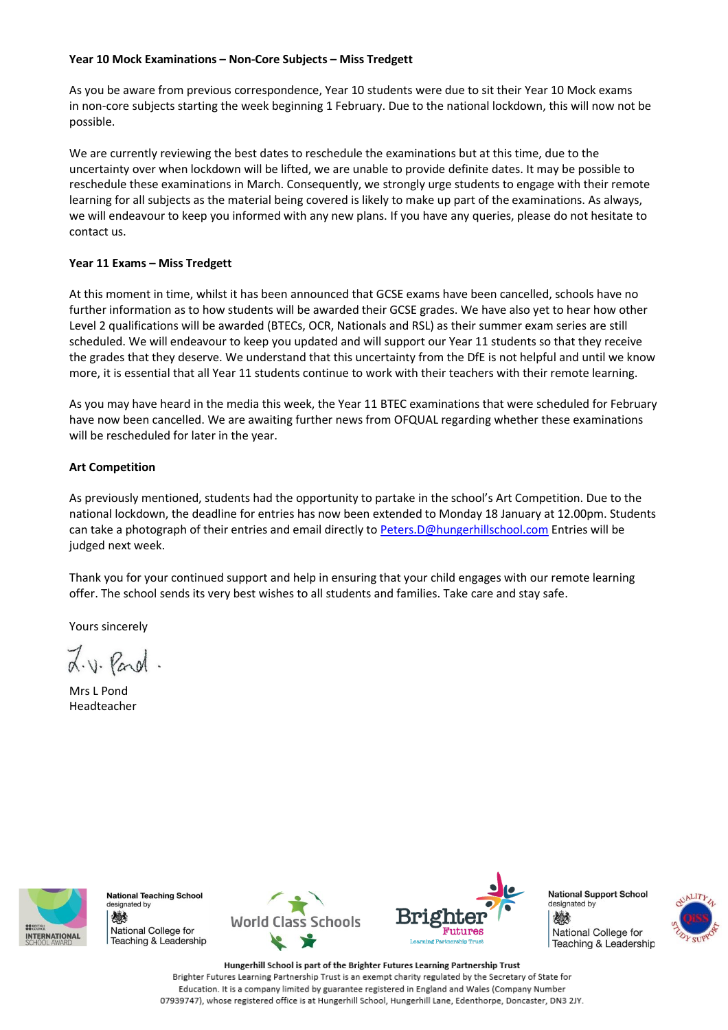**Year 10 Mock Examinations – Non-Core Subjects – Miss Tredgett**

As you be aware from previous correspondence, Year 10 students were due to sit their Year 10 Mock exams in non-core subjects starting the week beginning 1 February. Due to the national lockdown, this will now not be possible.

We are currently reviewing the best dates to reschedule the examinations but at this time, due to the uncertainty over when lockdown will be lifted, we are unable to provide definite dates. It may be possible to reschedule these examinations in March. Consequently, we strongly urge students to engage with their remote learning for all subjects as the material being covered is likely to make up part of the examinations. As always, we will endeavour to keep you informed with any new plans. If you have any queries, please do not hesitate to contact us.

**Year 11 Exams – Miss Tredgett**

At this moment in time, whilst it has been announced that GCSE exams have been cancelled, schools have no further information as to how students will be awarded their GCSE grades. We have also yet to hear how other Level 2 qualifications will be awarded (BTECs, OCR, Nationals and RSL) as their summer exam series are still scheduled. We will endeavour to keep you updated and will support our Year 11 students so that they receive the grades that they deserve. We understand that this uncertainty from the DfE is not helpful and until we know more, it is essential that all Year 11 students continue to work with their teachers with their remote learning.

As you may have heard in the media this week, the Year 11 BTEC examinations that were scheduled for February have now been cancelled. We are awaiting further news from OFQUAL regarding whether these examinations will be rescheduled for later in the year.

**Art Competition**

As previously mentioned, students had the opportunity to partake in the school's Art Competition. Due to the national lockdown, the deadline for entries has now been extended to Monday 18 January at 12.00pm. Students can take a photograph of their entries and email directly to Peters.D@hungerhillschool.com Entries will be judged next week.

Thank you for your continued support and help in ensuring that your child engages with our remote learning offer. The school sends its very best wishes to all students and families. Take care and stay safe.

Yours sincerely

L.V. Pond.

Mrs L Pond
Headteacher

National Teaching School designated by National College for Teaching & Leadership

World Class Schools

Brighter Futures Learning Partnership Trust

National Support School designated by National College for Teaching & Leadership

**Hungerhill School is part of the Brighter Futures Learning Partnership Trust**

Brighter Futures Learning Partnership Trust is an exempt charity regulated by the Secretary of State for Education. It is a company limited by guarantee registered in England and Wales (Company Number 07939747), whose registered office is at Hungerhill School, Hungerhill Lane, Edenthorpe, Doncaster, DN3 2JY.